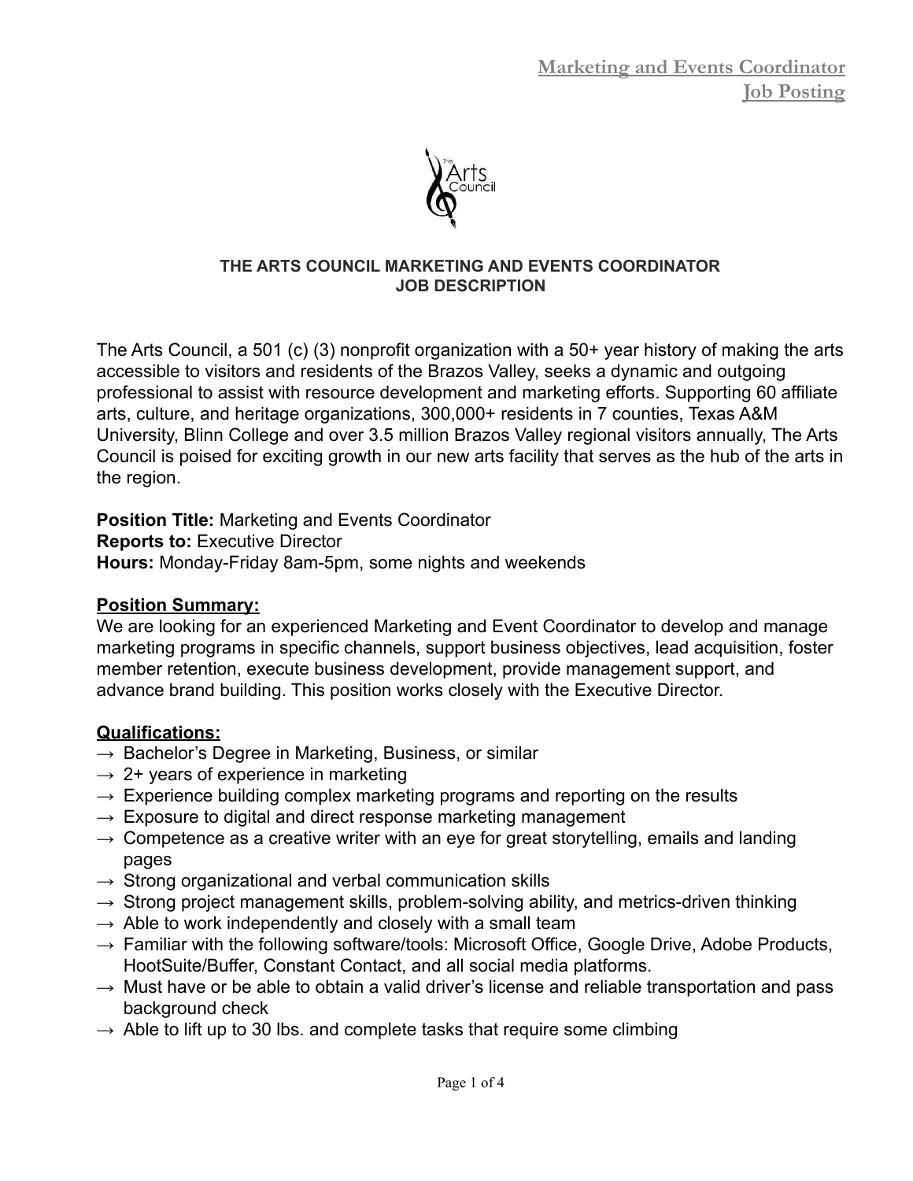**Marketing and Events Coordinator**
**Job Posting**

## THE ARTS COUNCIL MARKETING AND EVENTS COORDINATOR JOB DESCRIPTION

The Arts Council, a 501 (c) (3) nonprofit organization with a 50+ year history of making the arts accessible to visitors and residents of the Brazos Valley, seeks a dynamic and outgoing professional to assist with resource development and marketing efforts. Supporting 60 affiliate arts, culture, and heritage organizations, 300,000+ residents in 7 counties, Texas A&M University, Blinn College and over 3.5 million Brazos Valley regional visitors annually, The Arts Council is poised for exciting growth in our new arts facility that serves as the hub of the arts in the region.

**Position Title:** Marketing and Events Coordinator
**Reports to:** Executive Director
**Hours:** Monday-Friday 8am-5pm, some nights and weekends

### Position Summary:

We are looking for an experienced Marketing and Event Coordinator to develop and manage marketing programs in specific channels, support business objectives, lead acquisition, foster member retention, execute business development, provide management support, and advance brand building. This position works closely with the Executive Director.

### Qualifications:

→ Bachelor's Degree in Marketing, Business, or similar
→ 2+ years of experience in marketing
→ Experience building complex marketing programs and reporting on the results
→ Exposure to digital and direct response marketing management
→ Competence as a creative writer with an eye for great storytelling, emails and landing pages
→ Strong organizational and verbal communication skills
→ Strong project management skills, problem-solving ability, and metrics-driven thinking
→ Able to work independently and closely with a small team
→ Familiar with the following software/tools: Microsoft Office, Google Drive, Adobe Products, HootSuite/Buffer, Constant Contact, and all social media platforms.
→ Must have or be able to obtain a valid driver's license and reliable transportation and pass background check
→ Able to lift up to 30 lbs. and complete tasks that require some climbing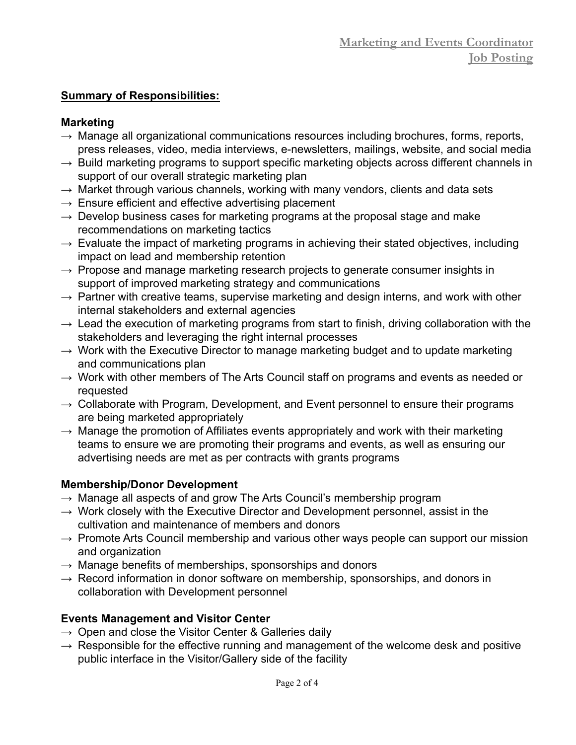**Summary of Responsibilities:**

**Marketing**

→ Manage all organizational communications resources including brochures, forms, reports, press releases, video, media interviews, e-newsletters, mailings, website, and social media
→ Build marketing programs to support specific marketing objects across different channels in support of our overall strategic marketing plan
→ Market through various channels, working with many vendors, clients and data sets
→ Ensure efficient and effective advertising placement
→ Develop business cases for marketing programs at the proposal stage and make recommendations on marketing tactics
→ Evaluate the impact of marketing programs in achieving their stated objectives, including impact on lead and membership retention
→ Propose and manage marketing research projects to generate consumer insights in support of improved marketing strategy and communications
→ Partner with creative teams, supervise marketing and design interns, and work with other internal stakeholders and external agencies
→ Lead the execution of marketing programs from start to finish, driving collaboration with the stakeholders and leveraging the right internal processes
→ Work with the Executive Director to manage marketing budget and to update marketing and communications plan
→ Work with other members of The Arts Council staff on programs and events as needed or requested
→ Collaborate with Program, Development, and Event personnel to ensure their programs are being marketed appropriately
→ Manage the promotion of Affiliates events appropriately and work with their marketing teams to ensure we are promoting their programs and events, as well as ensuring our advertising needs are met as per contracts with grants programs

**Membership/Donor Development**

→ Manage all aspects of and grow The Arts Council's membership program
→ Work closely with the Executive Director and Development personnel, assist in the cultivation and maintenance of members and donors
→ Promote Arts Council membership and various other ways people can support our mission and organization
→ Manage benefits of memberships, sponsorships and donors
→ Record information in donor software on membership, sponsorships, and donors in collaboration with Development personnel

**Events Management and Visitor Center**

→ Open and close the Visitor Center & Galleries daily
→ Responsible for the effective running and management of the welcome desk and positive public interface in the Visitor/Gallery side of the facility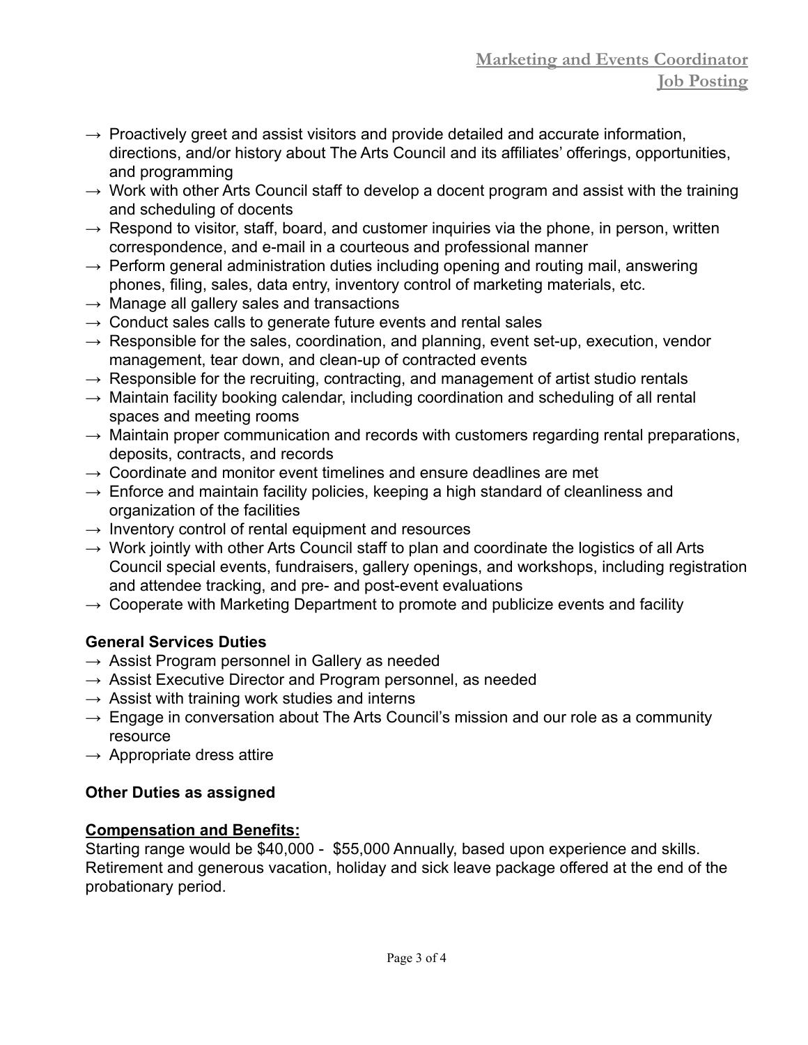- → Proactively greet and assist visitors and provide detailed and accurate information, directions, and/or history about The Arts Council and its affiliates' offerings, opportunities, and programming
- → Work with other Arts Council staff to develop a docent program and assist with the training and scheduling of docents
- → Respond to visitor, staff, board, and customer inquiries via the phone, in person, written correspondence, and e-mail in a courteous and professional manner
- → Perform general administration duties including opening and routing mail, answering phones, filing, sales, data entry, inventory control of marketing materials, etc.
- → Manage all gallery sales and transactions
- → Conduct sales calls to generate future events and rental sales
- → Responsible for the sales, coordination, and planning, event set-up, execution, vendor management, tear down, and clean-up of contracted events
- → Responsible for the recruiting, contracting, and management of artist studio rentals
- → Maintain facility booking calendar, including coordination and scheduling of all rental spaces and meeting rooms
- → Maintain proper communication and records with customers regarding rental preparations, deposits, contracts, and records
- → Coordinate and monitor event timelines and ensure deadlines are met
- → Enforce and maintain facility policies, keeping a high standard of cleanliness and organization of the facilities
- → Inventory control of rental equipment and resources
- → Work jointly with other Arts Council staff to plan and coordinate the logistics of all Arts Council special events, fundraisers, gallery openings, and workshops, including registration and attendee tracking, and pre- and post-event evaluations
- → Cooperate with Marketing Department to promote and publicize events and facility

**General Services Duties**

- → Assist Program personnel in Gallery as needed
- → Assist Executive Director and Program personnel, as needed
- → Assist with training work studies and interns
- → Engage in conversation about The Arts Council's mission and our role as a community resource
- → Appropriate dress attire

**Other Duties as assigned**

**Compensation and Benefits:**

Starting range would be $40,000 - $55,000 Annually, based upon experience and skills. Retirement and generous vacation, holiday and sick leave package offered at the end of the probationary period.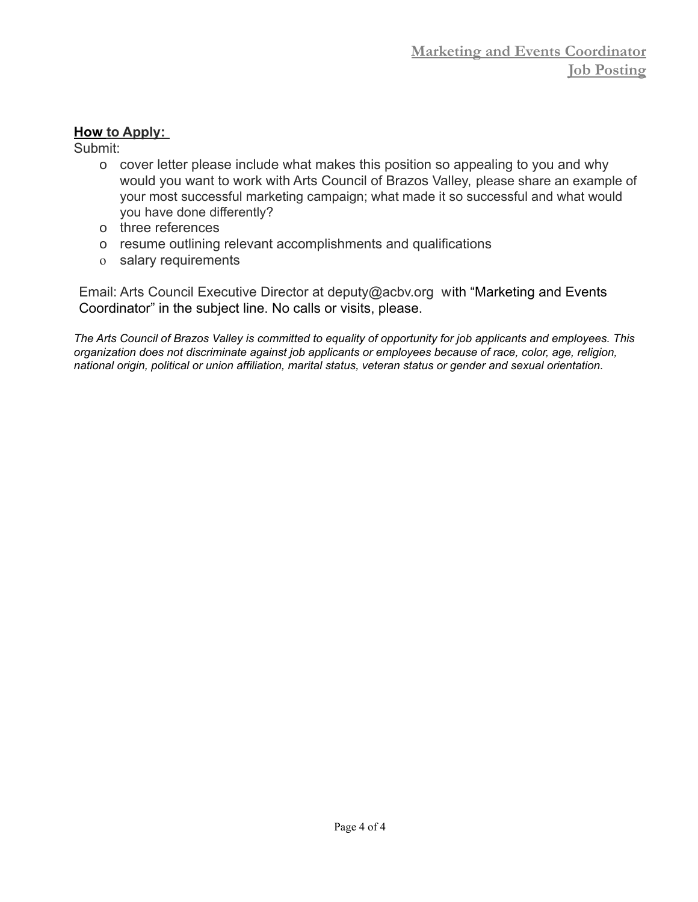**How to Apply:**

Submit:

- cover letter please include what makes this position so appealing to you and why would you want to work with Arts Council of Brazos Valley, please share an example of your most successful marketing campaign; what made it so successful and what would you have done differently?
- three references
- resume outlining relevant accomplishments and qualifications
- salary requirements

Email: Arts Council Executive Director at deputy@acbv.org with "Marketing and Events Coordinator" in the subject line. No calls or visits, please.

*The Arts Council of Brazos Valley is committed to equality of opportunity for job applicants and employees. This organization does not discriminate against job applicants or employees because of race, color, age, religion, national origin, political or union affiliation, marital status, veteran status or gender and sexual orientation.*